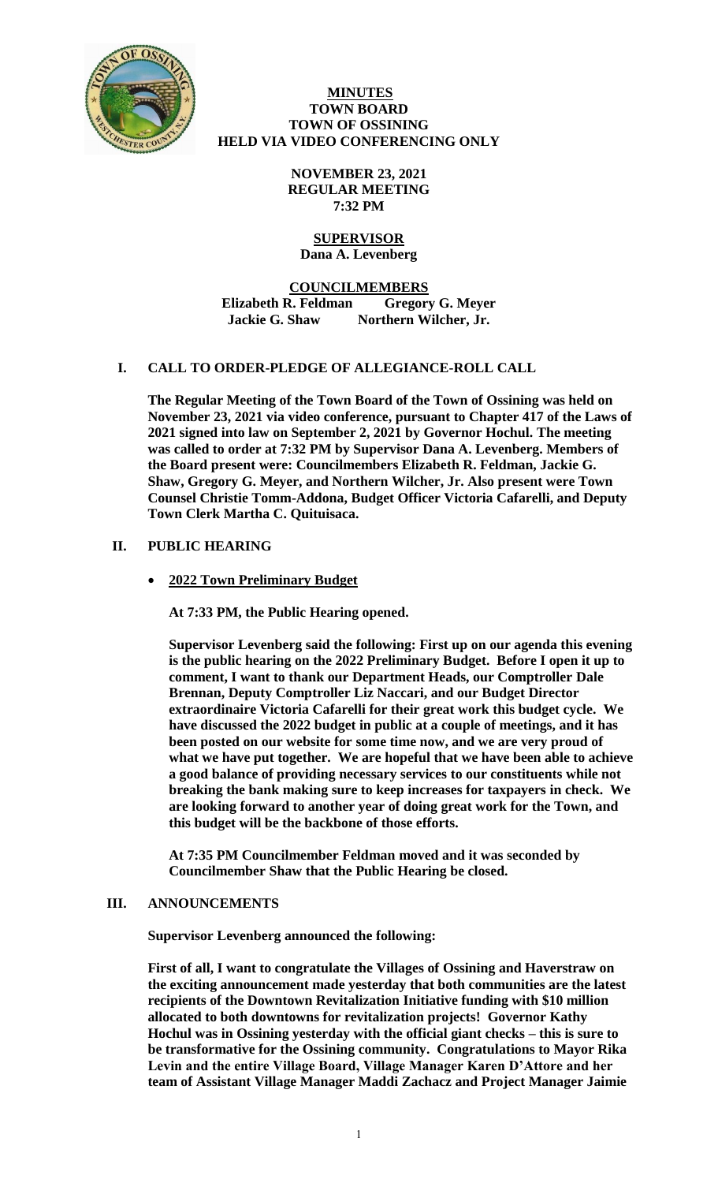**MINUTES**
**TOWN BOARD**
**TOWN OF OSSINING**
**HELD VIA VIDEO CONFERENCING ONLY**

**NOVEMBER 23, 2021**
**REGULAR MEETING**
**7:32 PM**

**SUPERVISOR**
**Dana A. Levenberg**

**COUNCILMEMBERS**
**Elizabeth R. Feldman Gregory G. Meyer**
**Jackie G. Shaw Northern Wilcher, Jr.**

## I. CALL TO ORDER-PLEDGE OF ALLEGIANCE-ROLL CALL

**The Regular Meeting of the Town Board of the Town of Ossining was held on November 23, 2021 via video conference, pursuant to Chapter 417 of the Laws of 2021 signed into law on September 2, 2021 by Governor Hochul. The meeting was called to order at 7:32 PM by Supervisor Dana A. Levenberg. Members of the Board present were: Councilmembers Elizabeth R. Feldman, Jackie G. Shaw, Gregory G. Meyer, and Northern Wilcher, Jr. Also present were Town Counsel Christie Tomm-Addona, Budget Officer Victoria Cafarelli, and Deputy Town Clerk Martha C. Quituisaca.**

## II. PUBLIC HEARING

- **2022 Town Preliminary Budget**

**At 7:33 PM, the Public Hearing opened.**

**Supervisor Levenberg said the following: First up on our agenda this evening is the public hearing on the 2022 Preliminary Budget. Before I open it up to comment, I want to thank our Department Heads, our Comptroller Dale Brennan, Deputy Comptroller Liz Naccari, and our Budget Director extraordinaire Victoria Cafarelli for their great work this budget cycle. We have discussed the 2022 budget in public at a couple of meetings, and it has been posted on our website for some time now, and we are very proud of what we have put together. We are hopeful that we have been able to achieve a good balance of providing necessary services to our constituents while not breaking the bank making sure to keep increases for taxpayers in check. We are looking forward to another year of doing great work for the Town, and this budget will be the backbone of those efforts.**

**At 7:35 PM Councilmember Feldman moved and it was seconded by Councilmember Shaw that the Public Hearing be closed.**

## III. ANNOUNCEMENTS

**Supervisor Levenberg announced the following:**

**First of all, I want to congratulate the Villages of Ossining and Haverstraw on the exciting announcement made yesterday that both communities are the latest recipients of the Downtown Revitalization Initiative funding with $10 million allocated to both downtowns for revitalization projects! Governor Kathy Hochul was in Ossining yesterday with the official giant checks – this is sure to be transformative for the Ossining community. Congratulations to Mayor Rika Levin and the entire Village Board, Village Manager Karen D'Attore and her team of Assistant Village Manager Maddi Zachacz and Project Manager Jaimie**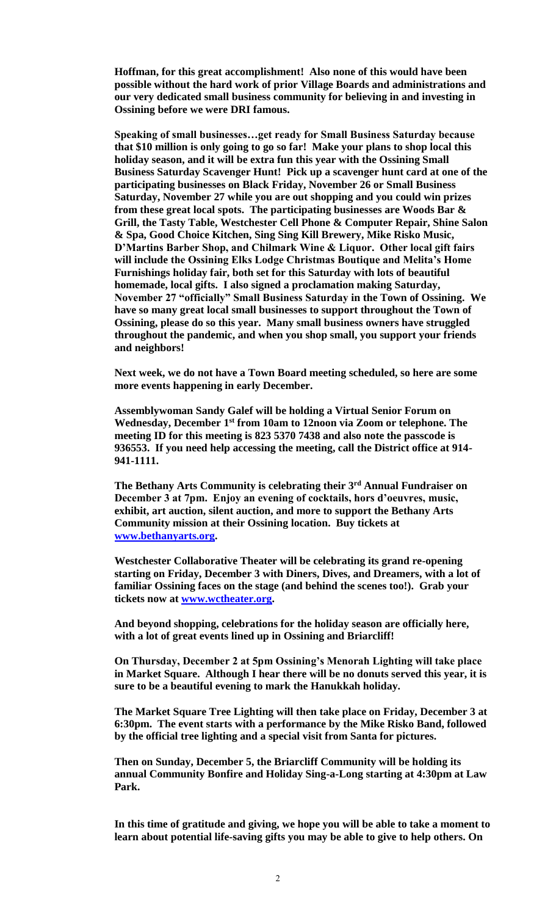**Hoffman, for this great accomplishment! Also none of this would have been possible without the hard work of prior Village Boards and administrations and our very dedicated small business community for believing in and investing in Ossining before we were DRI famous.**

**Speaking of small businesses…get ready for Small Business Saturday because that $10 million is only going to go so far! Make your plans to shop local this holiday season, and it will be extra fun this year with the Ossining Small Business Saturday Scavenger Hunt! Pick up a scavenger hunt card at one of the participating businesses on Black Friday, November 26 or Small Business Saturday, November 27 while you are out shopping and you could win prizes from these great local spots. The participating businesses are Woods Bar & Grill, the Tasty Table, Westchester Cell Phone & Computer Repair, Shine Salon & Spa, Good Choice Kitchen, Sing Sing Kill Brewery, Mike Risko Music, D'Martins Barber Shop, and Chilmark Wine & Liquor. Other local gift fairs will include the Ossining Elks Lodge Christmas Boutique and Melita's Home Furnishings holiday fair, both set for this Saturday with lots of beautiful homemade, local gifts. I also signed a proclamation making Saturday, November 27 "officially" Small Business Saturday in the Town of Ossining. We have so many great local small businesses to support throughout the Town of Ossining, please do so this year. Many small business owners have struggled throughout the pandemic, and when you shop small, you support your friends and neighbors!**

**Next week, we do not have a Town Board meeting scheduled, so here are some more events happening in early December.**

**Assemblywoman Sandy Galef will be holding a Virtual Senior Forum on Wednesday, December 1st from 10am to 12noon via Zoom or telephone. The meeting ID for this meeting is 823 5370 7438 and also note the passcode is 936553. If you need help accessing the meeting, call the District office at 914-941-1111.**

**The Bethany Arts Community is celebrating their 3rd Annual Fundraiser on December 3 at 7pm. Enjoy an evening of cocktails, hors d'oeuvres, music, exhibit, art auction, silent auction, and more to support the Bethany Arts Community mission at their Ossining location. Buy tickets at [www.bethanyarts.org](http://www.bethanyarts.org).**

**Westchester Collaborative Theater will be celebrating its grand re-opening starting on Friday, December 3 with Diners, Dives, and Dreamers, with a lot of familiar Ossining faces on the stage (and behind the scenes too!). Grab your tickets now at [www.wctheater.org](http://www.wctheater.org).**

**And beyond shopping, celebrations for the holiday season are officially here, with a lot of great events lined up in Ossining and Briarcliff!**

**On Thursday, December 2 at 5pm Ossining's Menorah Lighting will take place in Market Square. Although I hear there will be no donuts served this year, it is sure to be a beautiful evening to mark the Hanukkah holiday.**

**The Market Square Tree Lighting will then take place on Friday, December 3 at 6:30pm. The event starts with a performance by the Mike Risko Band, followed by the official tree lighting and a special visit from Santa for pictures.**

**Then on Sunday, December 5, the Briarcliff Community will be holding its annual Community Bonfire and Holiday Sing-a-Long starting at 4:30pm at Law Park.**

**In this time of gratitude and giving, we hope you will be able to take a moment to learn about potential life-saving gifts you may be able to give to help others. On**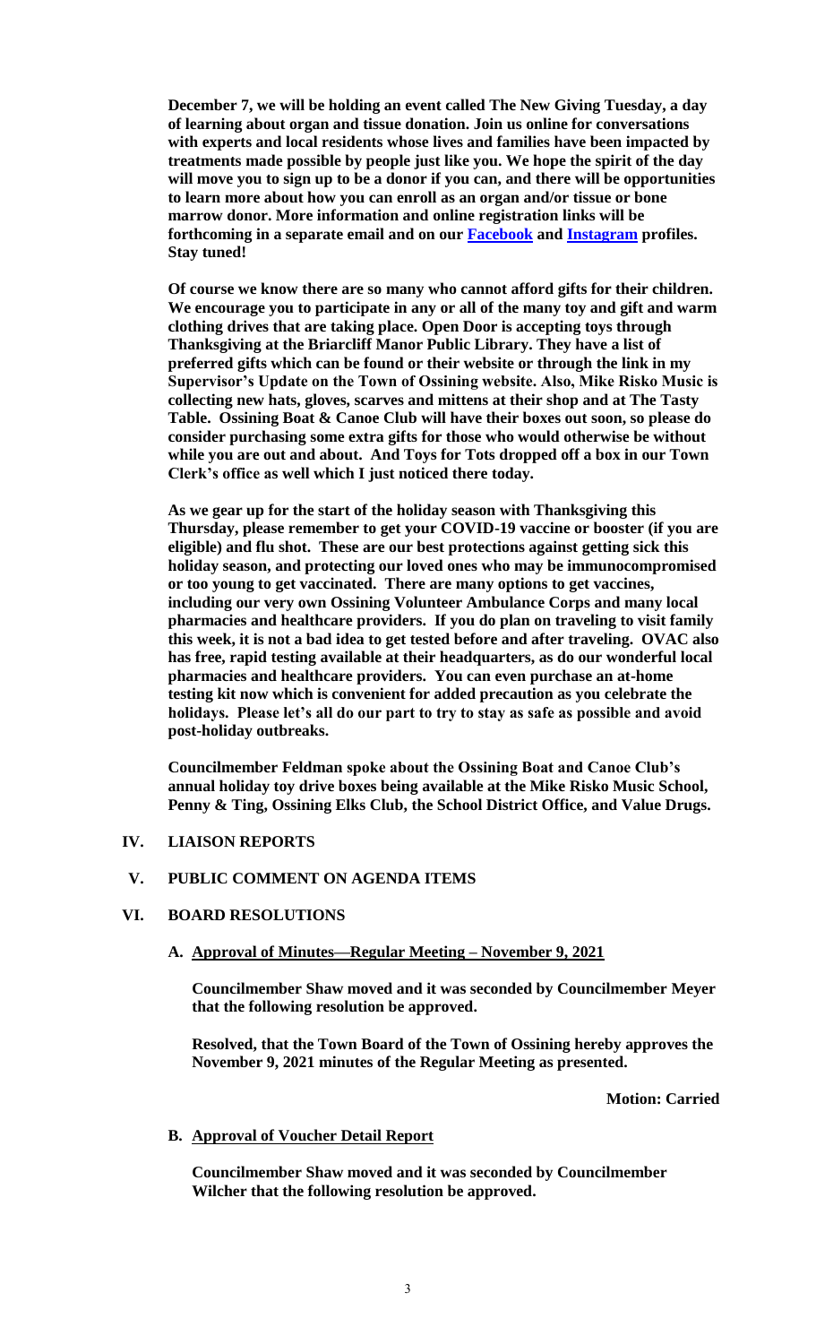**December 7, we will be holding an event called The New Giving Tuesday, a day of learning about organ and tissue donation. Join us online for conversations with experts and local residents whose lives and families have been impacted by treatments made possible by people just like you. We hope the spirit of the day will move you to sign up to be a donor if you can, and there will be opportunities to learn more about how you can enroll as an organ and/or tissue or bone marrow donor. More information and online registration links will be forthcoming in a separate email and on our Facebook and Instagram profiles. Stay tuned!**

**Of course we know there are so many who cannot afford gifts for their children. We encourage you to participate in any or all of the many toy and gift and warm clothing drives that are taking place. Open Door is accepting toys through Thanksgiving at the Briarcliff Manor Public Library. They have a list of preferred gifts which can be found or their website or through the link in my Supervisor's Update on the Town of Ossining website. Also, Mike Risko Music is collecting new hats, gloves, scarves and mittens at their shop and at The Tasty Table. Ossining Boat & Canoe Club will have their boxes out soon, so please do consider purchasing some extra gifts for those who would otherwise be without while you are out and about. And Toys for Tots dropped off a box in our Town Clerk's office as well which I just noticed there today.**

**As we gear up for the start of the holiday season with Thanksgiving this Thursday, please remember to get your COVID-19 vaccine or booster (if you are eligible) and flu shot. These are our best protections against getting sick this holiday season, and protecting our loved ones who may be immunocompromised or too young to get vaccinated. There are many options to get vaccines, including our very own Ossining Volunteer Ambulance Corps and many local pharmacies and healthcare providers. If you do plan on traveling to visit family this week, it is not a bad idea to get tested before and after traveling. OVAC also has free, rapid testing available at their headquarters, as do our wonderful local pharmacies and healthcare providers. You can even purchase an at-home testing kit now which is convenient for added precaution as you celebrate the holidays. Please let's all do our part to try to stay as safe as possible and avoid post-holiday outbreaks.**

**Councilmember Feldman spoke about the Ossining Boat and Canoe Club's annual holiday toy drive boxes being available at the Mike Risko Music School, Penny & Ting, Ossining Elks Club, the School District Office, and Value Drugs.**

## IV. LIAISON REPORTS

## V. PUBLIC COMMENT ON AGENDA ITEMS

## VI. BOARD RESOLUTIONS

### A. Approval of Minutes—Regular Meeting – November 9, 2021

**Councilmember Shaw moved and it was seconded by Councilmember Meyer that the following resolution be approved.**

**Resolved, that the Town Board of the Town of Ossining hereby approves the November 9, 2021 minutes of the Regular Meeting as presented.**

**Motion: Carried**

### B. Approval of Voucher Detail Report

**Councilmember Shaw moved and it was seconded by Councilmember Wilcher that the following resolution be approved.**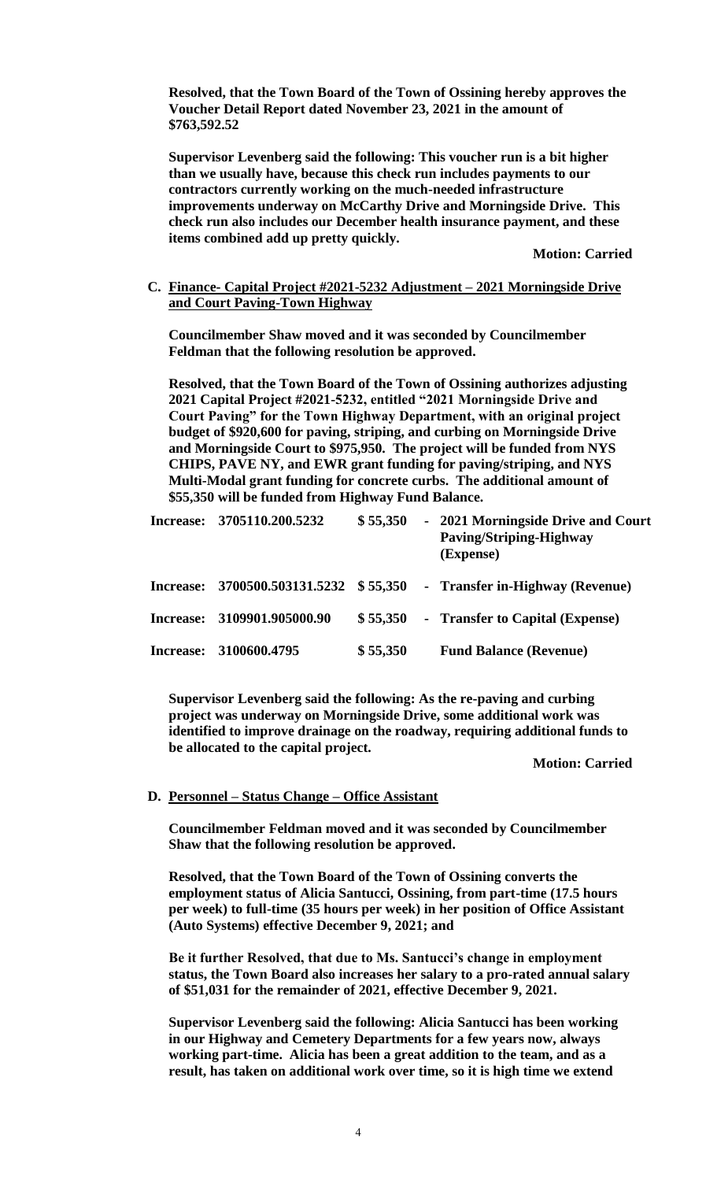**Resolved, that the Town Board of the Town of Ossining hereby approves the Voucher Detail Report dated November 23, 2021 in the amount of $763,592.52**

**Supervisor Levenberg said the following: This voucher run is a bit higher than we usually have, because this check run includes payments to our contractors currently working on the much-needed infrastructure improvements underway on McCarthy Drive and Morningside Drive. This check run also includes our December health insurance payment, and these items combined add up pretty quickly.**

**Motion: Carried**

**C. Finance- Capital Project #2021-5232 Adjustment – 2021 Morningside Drive and Court Paving-Town Highway**

**Councilmember Shaw moved and it was seconded by Councilmember Feldman that the following resolution be approved.**

**Resolved, that the Town Board of the Town of Ossining authorizes adjusting 2021 Capital Project #2021-5232, entitled "2021 Morningside Drive and Court Paving" for the Town Highway Department, with an original project budget of $920,600 for paving, striping, and curbing on Morningside Drive and Morningside Court to $975,950. The project will be funded from NYS CHIPS, PAVE NY, and EWR grant funding for paving/striping, and NYS Multi-Modal grant funding for concrete curbs. The additional amount of $55,350 will be funded from Highway Fund Balance.**

| | | | |
|---|---|---|---|
| **Increase:** | **3705110.200.5232** | **$ 55,350** | **- 2021 Morningside Drive and Court Paving/Striping-Highway (Expense)** |
| **Increase:** | **3700500.503131.5232** | **$ 55,350** | **- Transfer in-Highway (Revenue)** |
| **Increase:** | **3109901.905000.90** | **$ 55,350** | **- Transfer to Capital (Expense)** |
| **Increase:** | **3100600.4795** | **$ 55,350** | **Fund Balance (Revenue)** |

**Supervisor Levenberg said the following: As the re-paving and curbing project was underway on Morningside Drive, some additional work was identified to improve drainage on the roadway, requiring additional funds to be allocated to the capital project.**

**Motion: Carried**

**D. Personnel – Status Change – Office Assistant**

**Councilmember Feldman moved and it was seconded by Councilmember Shaw that the following resolution be approved.**

**Resolved, that the Town Board of the Town of Ossining converts the employment status of Alicia Santucci, Ossining, from part-time (17.5 hours per week) to full-time (35 hours per week) in her position of Office Assistant (Auto Systems) effective December 9, 2021; and**

**Be it further Resolved, that due to Ms. Santucci's change in employment status, the Town Board also increases her salary to a pro-rated annual salary of $51,031 for the remainder of 2021, effective December 9, 2021.**

**Supervisor Levenberg said the following: Alicia Santucci has been working in our Highway and Cemetery Departments for a few years now, always working part-time. Alicia has been a great addition to the team, and as a result, has taken on additional work over time, so it is high time we extend**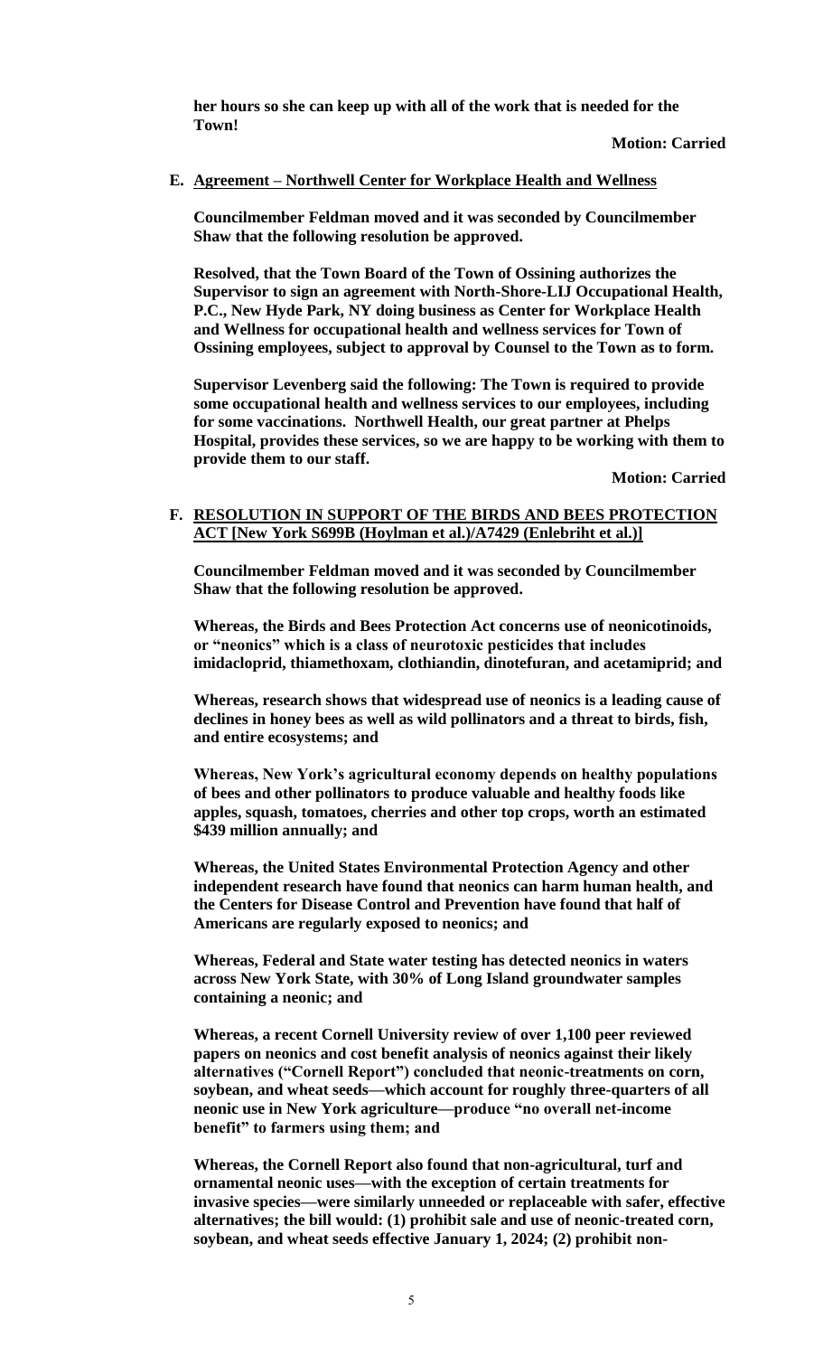**her hours so she can keep up with all of the work that is needed for the Town!**

**Motion: Carried**

**E. <u>Agreement – Northwell Center for Workplace Health and Wellness</u>**

**Councilmember Feldman moved and it was seconded by Councilmember Shaw that the following resolution be approved.**

**Resolved, that the Town Board of the Town of Ossining authorizes the Supervisor to sign an agreement with North-Shore-LIJ Occupational Health, P.C., New Hyde Park, NY doing business as Center for Workplace Health and Wellness for occupational health and wellness services for Town of Ossining employees, subject to approval by Counsel to the Town as to form.**

**Supervisor Levenberg said the following: The Town is required to provide some occupational health and wellness services to our employees, including for some vaccinations. Northwell Health, our great partner at Phelps Hospital, provides these services, so we are happy to be working with them to provide them to our staff.**

**Motion: Carried**

**F. <u>RESOLUTION IN SUPPORT OF THE BIRDS AND BEES PROTECTION ACT [New York S699B (Hoylman et al.)/A7429 (Enlebriht et al.)]</u>**

**Councilmember Feldman moved and it was seconded by Councilmember Shaw that the following resolution be approved.**

**Whereas, the Birds and Bees Protection Act concerns use of neonicotinoids, or "neonics" which is a class of neurotoxic pesticides that includes imidacloprid, thiamethoxam, clothiandin, dinotefuran, and acetamiprid; and**

**Whereas, research shows that widespread use of neonics is a leading cause of declines in honey bees as well as wild pollinators and a threat to birds, fish, and entire ecosystems; and**

**Whereas, New York's agricultural economy depends on healthy populations of bees and other pollinators to produce valuable and healthy foods like apples, squash, tomatoes, cherries and other top crops, worth an estimated $439 million annually; and**

**Whereas, the United States Environmental Protection Agency and other independent research have found that neonics can harm human health, and the Centers for Disease Control and Prevention have found that half of Americans are regularly exposed to neonics; and**

**Whereas, Federal and State water testing has detected neonics in waters across New York State, with 30% of Long Island groundwater samples containing a neonic; and**

**Whereas, a recent Cornell University review of over 1,100 peer reviewed papers on neonics and cost benefit analysis of neonics against their likely alternatives ("Cornell Report") concluded that neonic-treatments on corn, soybean, and wheat seeds—which account for roughly three-quarters of all neonic use in New York agriculture—produce "no overall net-income benefit" to farmers using them; and**

**Whereas, the Cornell Report also found that non-agricultural, turf and ornamental neonic uses—with the exception of certain treatments for invasive species—were similarly unneeded or replaceable with safer, effective alternatives; the bill would: (1) prohibit sale and use of neonic-treated corn, soybean, and wheat seeds effective January 1, 2024; (2) prohibit non-**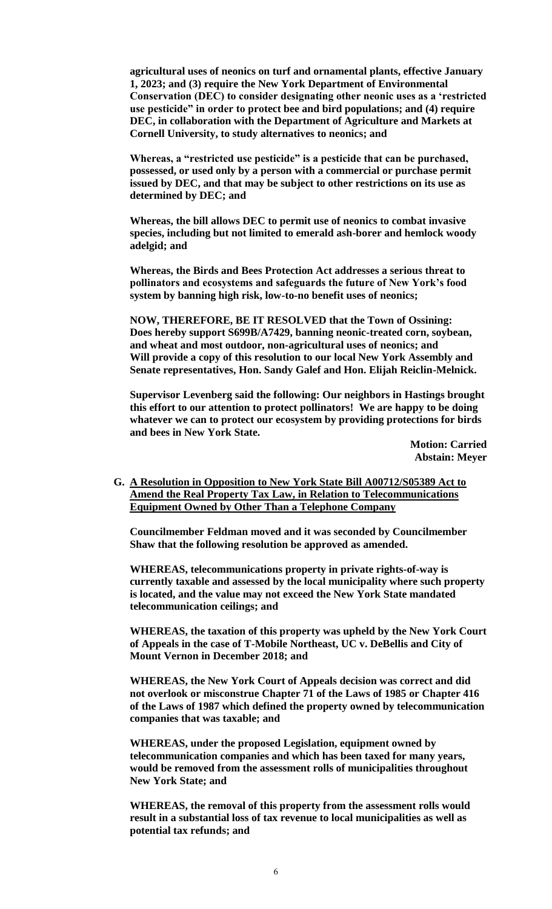**agricultural uses of neonics on turf and ornamental plants, effective January 1, 2023; and (3) require the New York Department of Environmental Conservation (DEC) to consider designating other neonic uses as a 'restricted use pesticide" in order to protect bee and bird populations; and (4) require DEC, in collaboration with the Department of Agriculture and Markets at Cornell University, to study alternatives to neonics; and**

**Whereas, a "restricted use pesticide" is a pesticide that can be purchased, possessed, or used only by a person with a commercial or purchase permit issued by DEC, and that may be subject to other restrictions on its use as determined by DEC; and**

**Whereas, the bill allows DEC to permit use of neonics to combat invasive species, including but not limited to emerald ash-borer and hemlock woody adelgid; and**

**Whereas, the Birds and Bees Protection Act addresses a serious threat to pollinators and ecosystems and safeguards the future of New York's food system by banning high risk, low-to-no benefit uses of neonics;**

**NOW, THEREFORE, BE IT RESOLVED that the Town of Ossining: Does hereby support S699B/A7429, banning neonic-treated corn, soybean, and wheat and most outdoor, non-agricultural uses of neonics; and Will provide a copy of this resolution to our local New York Assembly and Senate representatives, Hon. Sandy Galef and Hon. Elijah Reiclin-Melnick.**

**Supervisor Levenberg said the following: Our neighbors in Hastings brought this effort to our attention to protect pollinators! We are happy to be doing whatever we can to protect our ecosystem by providing protections for birds and bees in New York State.**

**Motion: Carried**
**Abstain: Meyer**

**G. A Resolution in Opposition to New York State Bill A00712/S05389 Act to Amend the Real Property Tax Law, in Relation to Telecommunications Equipment Owned by Other Than a Telephone Company**

**Councilmember Feldman moved and it was seconded by Councilmember Shaw that the following resolution be approved as amended.**

**WHEREAS, telecommunications property in private rights-of-way is currently taxable and assessed by the local municipality where such property is located, and the value may not exceed the New York State mandated telecommunication ceilings; and**

**WHEREAS, the taxation of this property was upheld by the New York Court of Appeals in the case of T-Mobile Northeast, UC v. DeBellis and City of Mount Vernon in December 2018; and**

**WHEREAS, the New York Court of Appeals decision was correct and did not overlook or misconstrue Chapter 71 of the Laws of 1985 or Chapter 416 of the Laws of 1987 which defined the property owned by telecommunication companies that was taxable; and**

**WHEREAS, under the proposed Legislation, equipment owned by telecommunication companies and which has been taxed for many years, would be removed from the assessment rolls of municipalities throughout New York State; and**

**WHEREAS, the removal of this property from the assessment rolls would result in a substantial loss of tax revenue to local municipalities as well as potential tax refunds; and**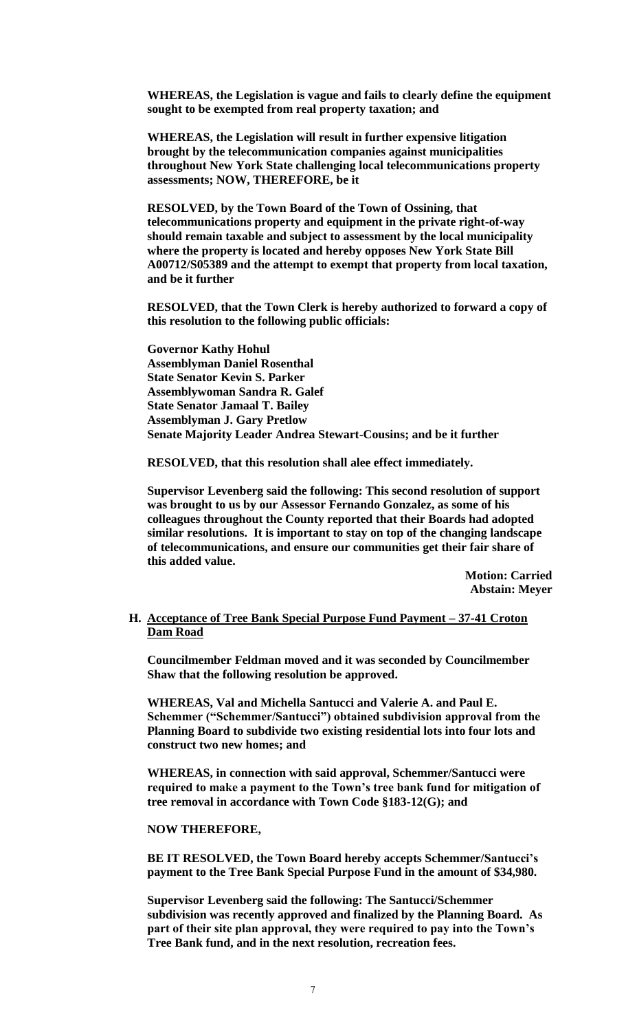**WHEREAS, the Legislation is vague and fails to clearly define the equipment sought to be exempted from real property taxation; and**

**WHEREAS, the Legislation will result in further expensive litigation brought by the telecommunication companies against municipalities throughout New York State challenging local telecommunications property assessments; NOW, THEREFORE, be it**

**RESOLVED, by the Town Board of the Town of Ossining, that telecommunications property and equipment in the private right-of-way should remain taxable and subject to assessment by the local municipality where the property is located and hereby opposes New York State Bill A00712/S05389 and the attempt to exempt that property from local taxation, and be it further**

**RESOLVED, that the Town Clerk is hereby authorized to forward a copy of this resolution to the following public officials:**

**Governor Kathy Hohul**
**Assemblyman Daniel Rosenthal**
**State Senator Kevin S. Parker**
**Assemblywoman Sandra R. Galef**
**State Senator Jamaal T. Bailey**
**Assemblyman J. Gary Pretlow**
**Senate Majority Leader Andrea Stewart-Cousins; and be it further**

**RESOLVED, that this resolution shall alee effect immediately.**

**Supervisor Levenberg said the following: This second resolution of support was brought to us by our Assessor Fernando Gonzalez, as some of his colleagues throughout the County reported that their Boards had adopted similar resolutions. It is important to stay on top of the changing landscape of telecommunications, and ensure our communities get their fair share of this added value.**

**Motion: Carried**
**Abstain: Meyer**

**H. Acceptance of Tree Bank Special Purpose Fund Payment – 37-41 Croton Dam Road**

**Councilmember Feldman moved and it was seconded by Councilmember Shaw that the following resolution be approved.**

**WHEREAS, Val and Michella Santucci and Valerie A. and Paul E. Schemmer ("Schemmer/Santucci") obtained subdivision approval from the Planning Board to subdivide two existing residential lots into four lots and construct two new homes; and**

**WHEREAS, in connection with said approval, Schemmer/Santucci were required to make a payment to the Town's tree bank fund for mitigation of tree removal in accordance with Town Code §183-12(G); and**

**NOW THEREFORE,**

**BE IT RESOLVED, the Town Board hereby accepts Schemmer/Santucci's payment to the Tree Bank Special Purpose Fund in the amount of $34,980.**

**Supervisor Levenberg said the following: The Santucci/Schemmer subdivision was recently approved and finalized by the Planning Board. As part of their site plan approval, they were required to pay into the Town's Tree Bank fund, and in the next resolution, recreation fees.**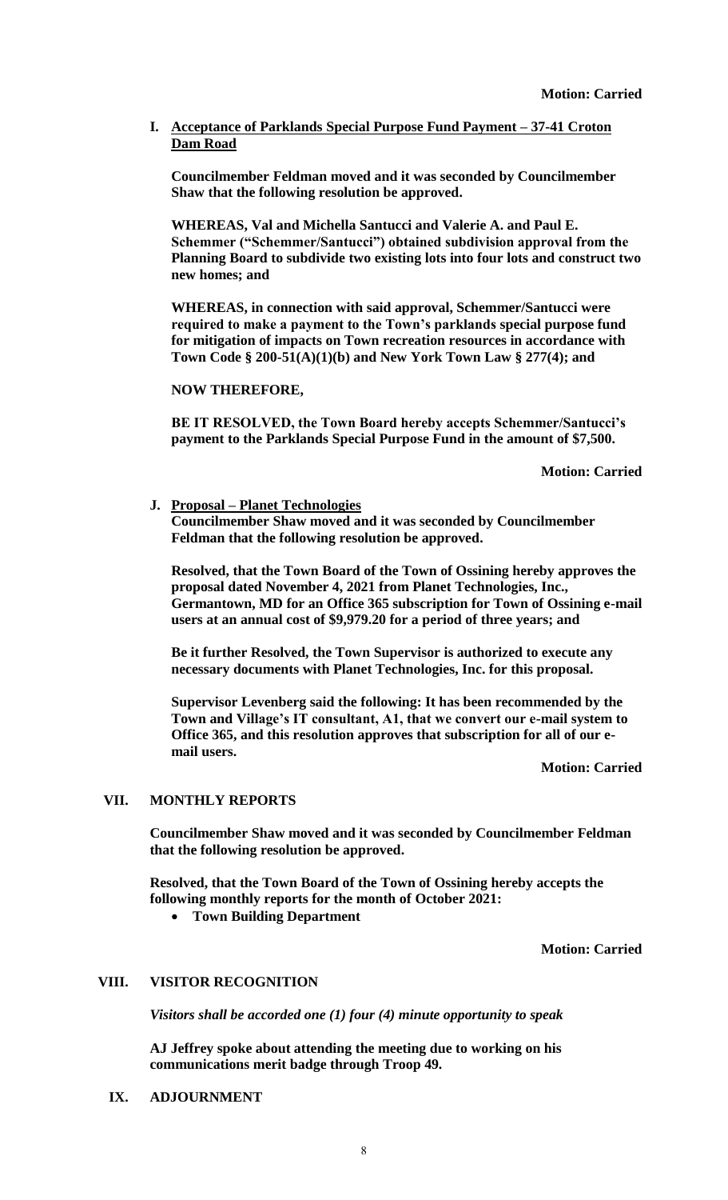**Motion: Carried**

**I. Acceptance of Parklands Special Purpose Fund Payment – 37-41 Croton Dam Road**

**Councilmember Feldman moved and it was seconded by Councilmember Shaw that the following resolution be approved.**

**WHEREAS, Val and Michella Santucci and Valerie A. and Paul E. Schemmer ("Schemmer/Santucci") obtained subdivision approval from the Planning Board to subdivide two existing lots into four lots and construct two new homes; and**

**WHEREAS, in connection with said approval, Schemmer/Santucci were required to make a payment to the Town's parklands special purpose fund for mitigation of impacts on Town recreation resources in accordance with Town Code § 200-51(A)(1)(b) and New York Town Law § 277(4); and**

**NOW THEREFORE,**

**BE IT RESOLVED, the Town Board hereby accepts Schemmer/Santucci's payment to the Parklands Special Purpose Fund in the amount of $7,500.**

**Motion: Carried**

**J. Proposal – Planet Technologies**

**Councilmember Shaw moved and it was seconded by Councilmember Feldman that the following resolution be approved.**

**Resolved, that the Town Board of the Town of Ossining hereby approves the proposal dated November 4, 2021 from Planet Technologies, Inc., Germantown, MD for an Office 365 subscription for Town of Ossining e-mail users at an annual cost of $9,979.20 for a period of three years; and**

**Be it further Resolved, the Town Supervisor is authorized to execute any necessary documents with Planet Technologies, Inc. for this proposal.**

**Supervisor Levenberg said the following: It has been recommended by the Town and Village's IT consultant, A1, that we convert our e-mail system to Office 365, and this resolution approves that subscription for all of our e-mail users.**

**Motion: Carried**

## VII. MONTHLY REPORTS

**Councilmember Shaw moved and it was seconded by Councilmember Feldman that the following resolution be approved.**

**Resolved, that the Town Board of the Town of Ossining hereby accepts the following monthly reports for the month of October 2021:**

- **Town Building Department**

**Motion: Carried**

## VIII. VISITOR RECOGNITION

***Visitors shall be accorded one (1) four (4) minute opportunity to speak***

**AJ Jeffrey spoke about attending the meeting due to working on his communications merit badge through Troop 49.**

## IX. ADJOURNMENT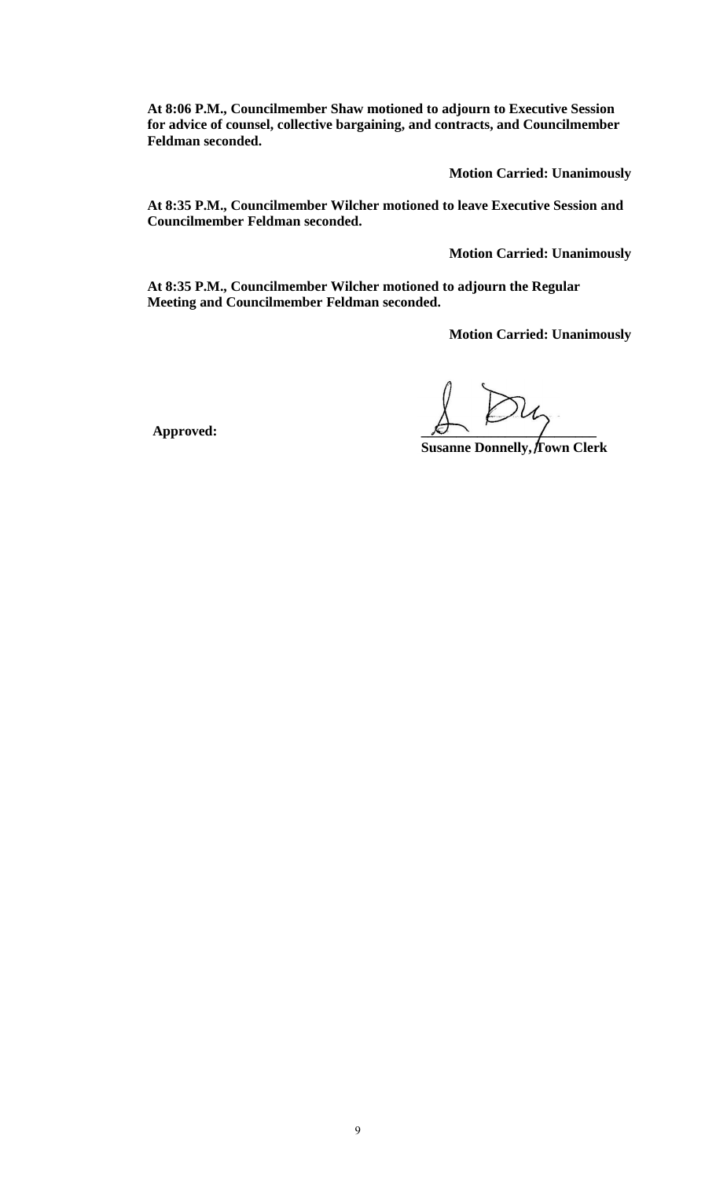**At 8:06 P.M., Councilmember Shaw motioned to adjourn to Executive Session for advice of counsel, collective bargaining, and contracts, and Councilmember Feldman seconded.**

**Motion Carried: Unanimously**

**At 8:35 P.M., Councilmember Wilcher motioned to leave Executive Session and Councilmember Feldman seconded.**

**Motion Carried: Unanimously**

**At 8:35 P.M., Councilmember Wilcher motioned to adjourn the Regular Meeting and Councilmember Feldman seconded.**

**Motion Carried: Unanimously**

**Approved:** ___________________________

**Susanne Donnelly, Town Clerk**